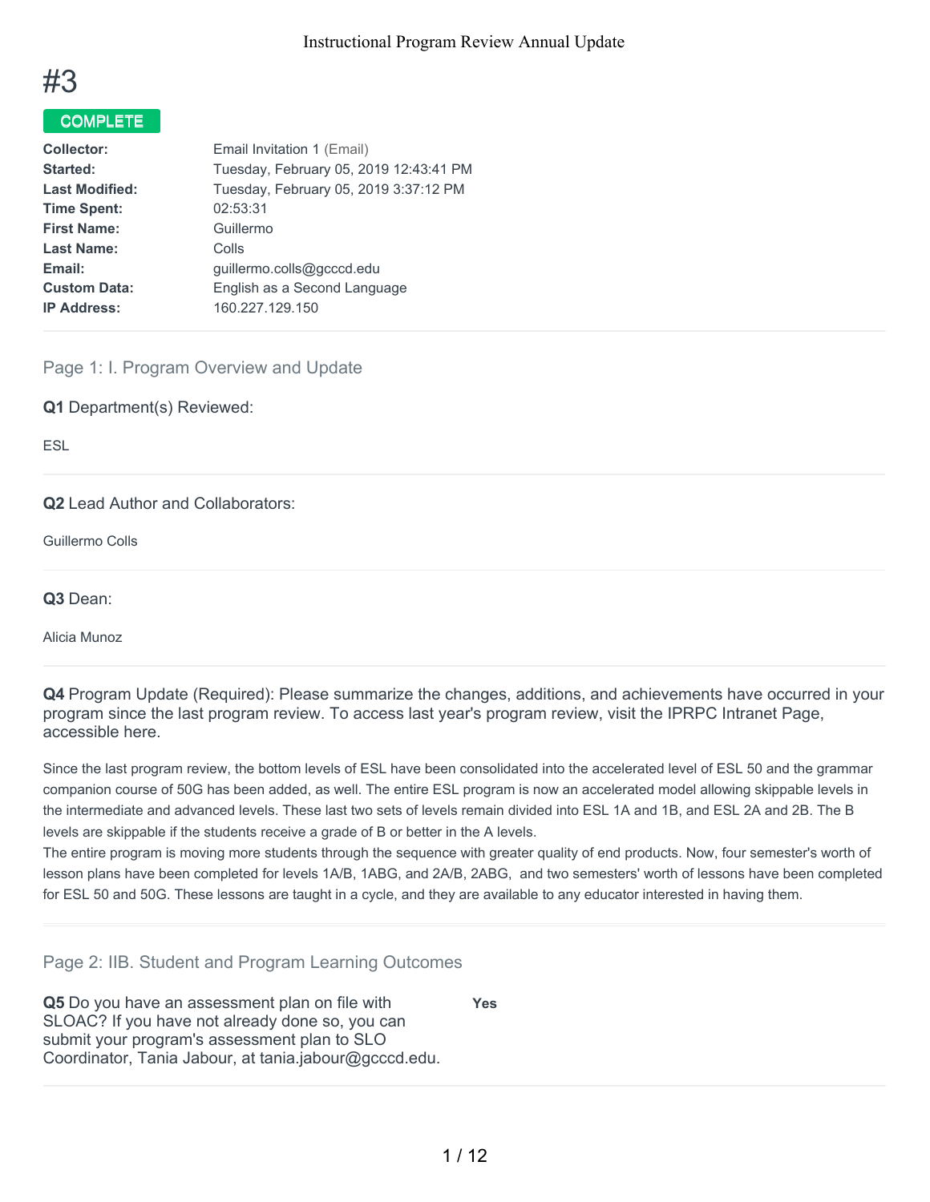# #3

**COMPLETE**

| | |
|---|---|
| **Collector:** | Email Invitation 1 (Email) |
| **Started:** | Tuesday, February 05, 2019 12:43:41 PM |
| **Last Modified:** | Tuesday, February 05, 2019 3:37:12 PM |
| **Time Spent:** | 02:53:31 |
| **First Name:** | Guillermo |
| **Last Name:** | Colls |
| **Email:** | guillermo.colls@gcccd.edu |
| **Custom Data:** | English as a Second Language |
| **IP Address:** | 160.227.129.150 |

## Page 1: I. Program Overview and Update

**Q1** Department(s) Reviewed:

ESL

**Q2** Lead Author and Collaborators:

Guillermo Colls

**Q3** Dean:

Alicia Munoz

**Q4** Program Update (Required): Please summarize the changes, additions, and achievements have occurred in your program since the last program review. To access last year's program review, visit the IPRPC Intranet Page, accessible here.

Since the last program review, the bottom levels of ESL have been consolidated into the accelerated level of ESL 50 and the grammar companion course of 50G has been added, as well. The entire ESL program is now an accelerated model allowing skippable levels in the intermediate and advanced levels. These last two sets of levels remain divided into ESL 1A and 1B, and ESL 2A and 2B. The B levels are skippable if the students receive a grade of B or better in the A levels.
The entire program is moving more students through the sequence with greater quality of end products. Now, four semester's worth of lesson plans have been completed for levels 1A/B, 1ABG, and 2A/B, 2ABG, and two semesters' worth of lessons have been completed for ESL 50 and 50G. These lessons are taught in a cycle, and they are available to any educator interested in having them.

## Page 2: IIB. Student and Program Learning Outcomes

**Q5** Do you have an assessment plan on file with SLOAC? If you have not already done so, you can submit your program's assessment plan to SLO Coordinator, Tania Jabour, at tania.jabour@gcccd.edu.

**Yes**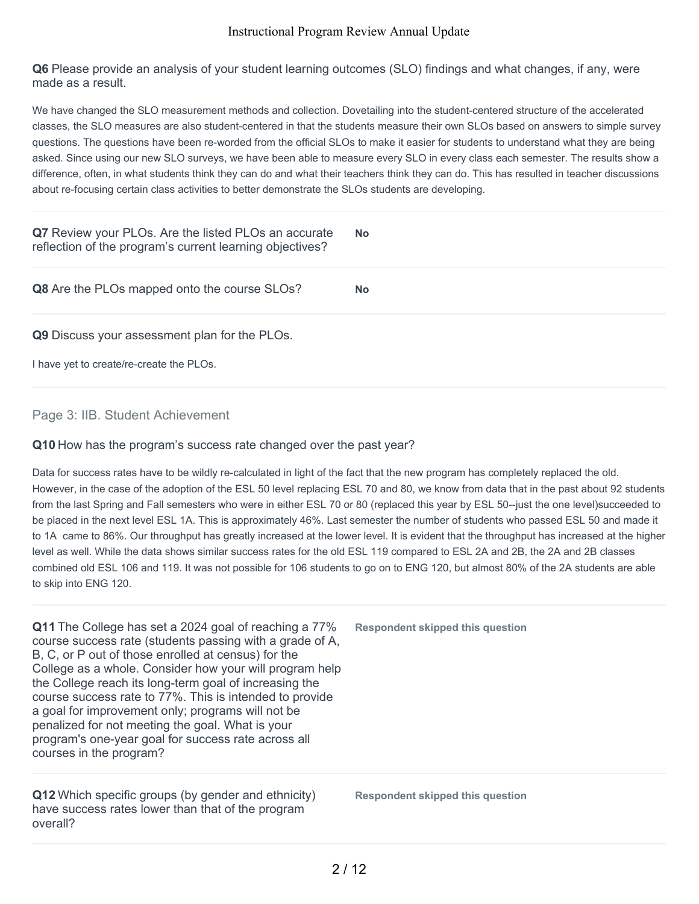**Q6** Please provide an analysis of your student learning outcomes (SLO) findings and what changes, if any, were made as a result.

We have changed the SLO measurement methods and collection. Dovetailing into the student-centered structure of the accelerated classes, the SLO measures are also student-centered in that the students measure their own SLOs based on answers to simple survey questions. The questions have been re-worded from the official SLOs to make it easier for students to understand what they are being asked. Since using our new SLO surveys, we have been able to measure every SLO in every class each semester. The results show a difference, often, in what students think they can do and what their teachers think they can do. This has resulted in teacher discussions about re-focusing certain class activities to better demonstrate the SLOs students are developing.

**Q7** Review your PLOs. Are the listed PLOs an accurate reflection of the program's current learning objectives?

**No**

**Q8** Are the PLOs mapped onto the course SLOs?

**No**

**Q9** Discuss your assessment plan for the PLOs.

I have yet to create/re-create the PLOs.

## Page 3: IIB. Student Achievement

**Q10** How has the program's success rate changed over the past year?

Data for success rates have to be wildly re-calculated in light of the fact that the new program has completely replaced the old. However, in the case of the adoption of the ESL 50 level replacing ESL 70 and 80, we know from data that in the past about 92 students from the last Spring and Fall semesters who were in either ESL 70 or 80 (replaced this year by ESL 50--just the one level)succeeded to be placed in the next level ESL 1A. This is approximately 46%. Last semester the number of students who passed ESL 50 and made it to 1A came to 86%. Our throughput has greatly increased at the lower level. It is evident that the throughput has increased at the higher level as well. While the data shows similar success rates for the old ESL 119 compared to ESL 2A and 2B, the 2A and 2B classes combined old ESL 106 and 119. It was not possible for 106 students to go on to ENG 120, but almost 80% of the 2A students are able to skip into ENG 120.

**Q11** The College has set a 2024 goal of reaching a 77% course success rate (students passing with a grade of A, B, C, or P out of those enrolled at census) for the College as a whole. Consider how your will program help the College reach its long-term goal of increasing the course success rate to 77%. This is intended to provide a goal for improvement only; programs will not be penalized for not meeting the goal. What is your program's one-year goal for success rate across all courses in the program?

**Respondent skipped this question**

**Q12** Which specific groups (by gender and ethnicity) have success rates lower than that of the program overall?

**Respondent skipped this question**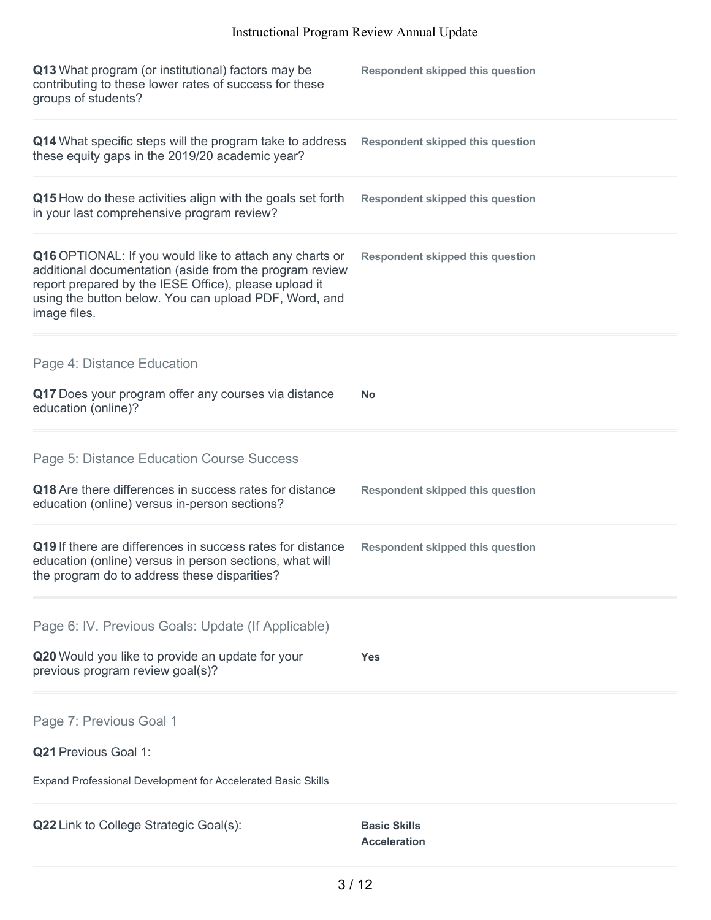**Q13** What program (or institutional) factors may be contributing to these lower rates of success for these groups of students?

**Respondent skipped this question**

**Q14** What specific steps will the program take to address these equity gaps in the 2019/20 academic year?

**Respondent skipped this question**

**Q15** How do these activities align with the goals set forth in your last comprehensive program review?

**Respondent skipped this question**

**Q16** OPTIONAL: If you would like to attach any charts or additional documentation (aside from the program review report prepared by the IESE Office), please upload it using the button below. You can upload PDF, Word, and image files.

**Respondent skipped this question**

## Page 4: Distance Education

**Q17** Does your program offer any courses via distance education (online)?

**No**

## Page 5: Distance Education Course Success

**Q18** Are there differences in success rates for distance education (online) versus in-person sections?

**Respondent skipped this question**

**Q19** If there are differences in success rates for distance education (online) versus in person sections, what will the program do to address these disparities?

**Respondent skipped this question**

## Page 6: IV. Previous Goals: Update (If Applicable)

**Q20** Would you like to provide an update for your previous program review goal(s)?

**Yes**

## Page 7: Previous Goal 1

**Q21** Previous Goal 1:

Expand Professional Development for Accelerated Basic Skills

**Q22** Link to College Strategic Goal(s):

**Basic Skills**
**Acceleration**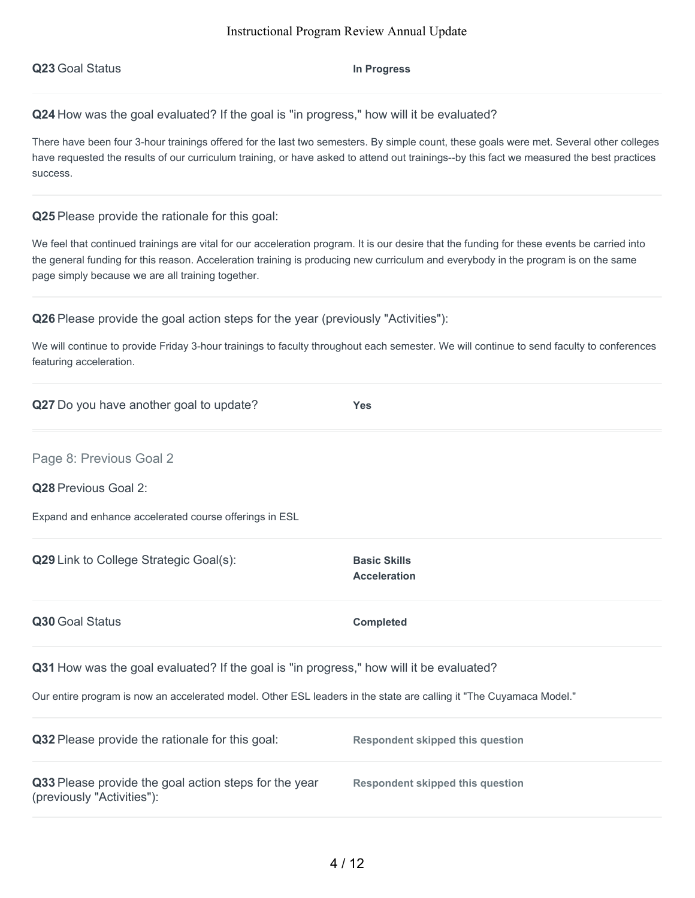**Q23** Goal Status

**In Progress**

**Q24** How was the goal evaluated? If the goal is "in progress," how will it be evaluated?

There have been four 3-hour trainings offered for the last two semesters. By simple count, these goals were met. Several other colleges have requested the results of our curriculum training, or have asked to attend out trainings--by this fact we measured the best practices success.

**Q25** Please provide the rationale for this goal:

We feel that continued trainings are vital for our acceleration program. It is our desire that the funding for these events be carried into the general funding for this reason. Acceleration training is producing new curriculum and everybody in the program is on the same page simply because we are all training together.

**Q26** Please provide the goal action steps for the year (previously "Activities"):

We will continue to provide Friday 3-hour trainings to faculty throughout each semester. We will continue to send faculty to conferences featuring acceleration.

**Q27** Do you have another goal to update?

**Yes**

## Page 8: Previous Goal 2

**Q28** Previous Goal 2:

Expand and enhance accelerated course offerings in ESL

**Q29** Link to College Strategic Goal(s):

**Basic Skills**
**Acceleration**

**Q30** Goal Status

**Completed**

**Q31** How was the goal evaluated? If the goal is "in progress," how will it be evaluated?

Our entire program is now an accelerated model. Other ESL leaders in the state are calling it "The Cuyamaca Model."

**Q32** Please provide the rationale for this goal:

**Respondent skipped this question**

**Q33** Please provide the goal action steps for the year (previously "Activities"):

**Respondent skipped this question**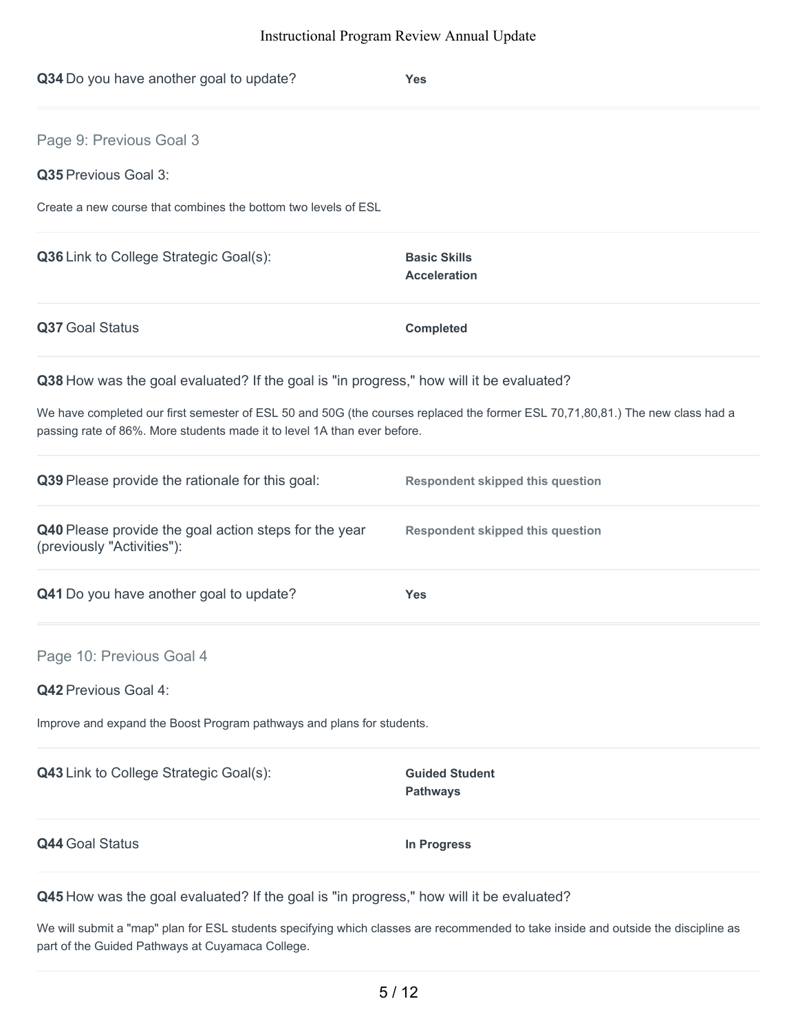**Q34** Do you have another goal to update? **Yes**

---

## Page 9: Previous Goal 3

**Q35** Previous Goal 3:

Create a new course that combines the bottom two levels of ESL

**Q36** Link to College Strategic Goal(s): **Basic Skills Acceleration**

**Q37** Goal Status **Completed**

**Q38** How was the goal evaluated? If the goal is "in progress," how will it be evaluated?

We have completed our first semester of ESL 50 and 50G (the courses replaced the former ESL 70,71,80,81.) The new class had a passing rating of 86%. More students made it to level 1A than ever before.

**Q39** Please provide the rationale for this goal: **Respondent skipped this question**

**Q40** Please provide the goal action steps for the year (previously "Activities"): **Respondent skipped this question**

**Q41** Do you have another goal to update? **Yes**

---

## Page 10: Previous Goal 4

**Q42** Previous Goal 4:

Improve and expand the Boost Program pathways and plans for students.

**Q43** Link to College Strategic Goal(s): **Guided Student Pathways**

**Q44** Goal Status **In Progress**

**Q45** How was the goal evaluated? If the goal is "in progress," how will it be evaluated?

We will submit a "map" plan for ESL students specifying which classes are recommended to take inside and outside the discipline as part of the Guided Pathways at Cuyamaca College.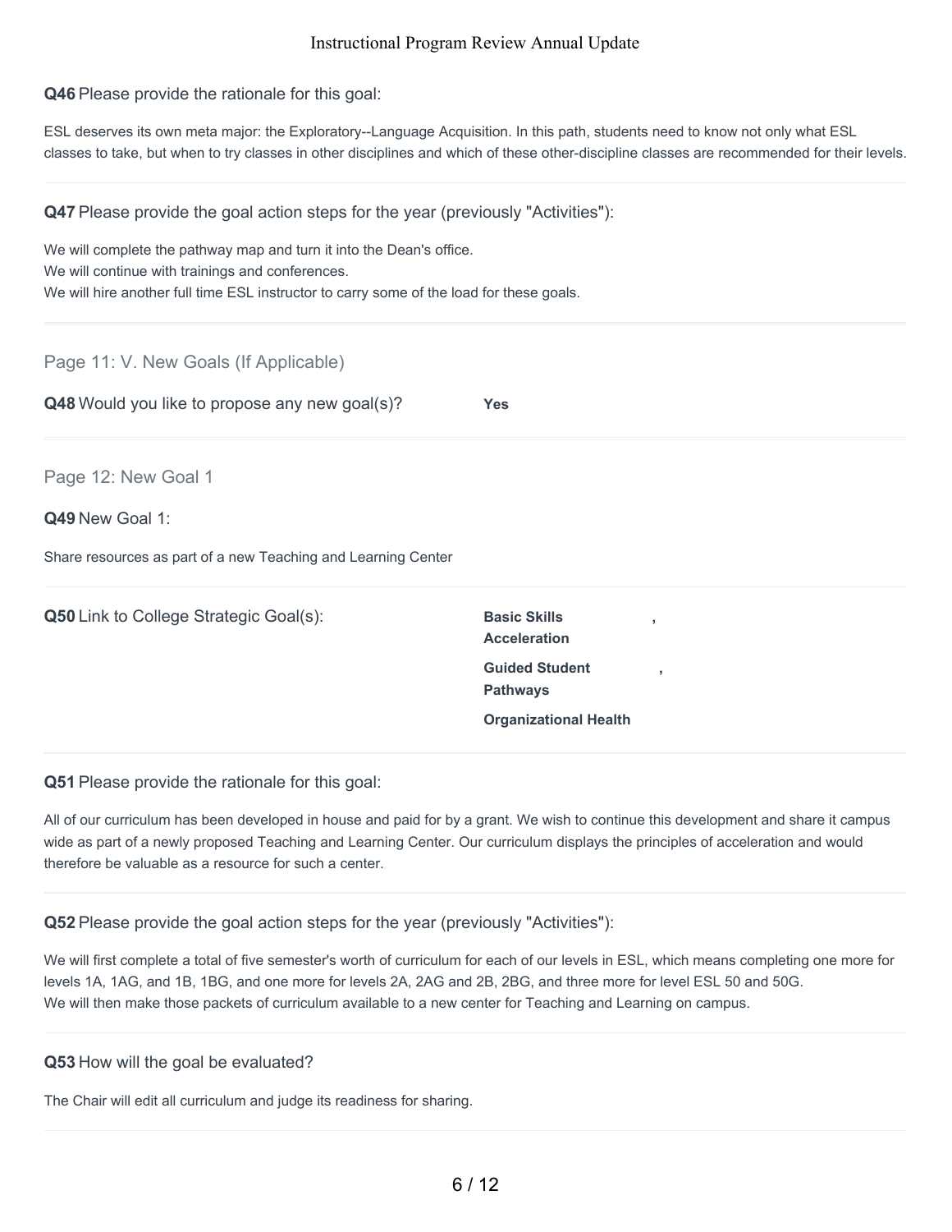**Q46** Please provide the rationale for this goal:

ESL deserves its own meta major: the Exploratory--Language Acquisition. In this path, students need to know not only what ESL classes to take, but when to try classes in other disciplines and which of these other-discipline classes are recommended for their levels.

**Q47** Please provide the goal action steps for the year (previously "Activities"):

We will complete the pathway map and turn it into the Dean's office.
We will continue with trainings and conferences.
We will hire another full time ESL instructor to carry some of the load for these goals.

## Page 11: V. New Goals (If Applicable)

**Q48** Would you like to propose any new goal(s)? **Yes**

## Page 12: New Goal 1

**Q49** New Goal 1:

Share resources as part of a new Teaching and Learning Center

**Q50** Link to College Strategic Goal(s):

**Basic Skills Acceleration**,
**Guided Student Pathways**,
**Organizational Health**

**Q51** Please provide the rationale for this goal:

All of our curriculum has been developed in house and paid for by a grant. We wish to continue this development and share it campus wide as part of a newly proposed Teaching and Learning Center. Our curriculum displays the principles of acceleration and would therefore be valuable as a resource for such a center.

**Q52** Please provide the goal action steps for the year (previously "Activities"):

We will first complete a total of five semester's worth of curriculum for each of our levels in ESL, which means completing one more for levels 1A, 1AG, and 1B, 1BG, and one more for levels 2A, 2AG and 2B, 2BG, and three more for level ESL 50 and 50G.
We will then make those packets of curriculum available to a new center for Teaching and Learning on campus.

**Q53** How will the goal be evaluated?

The Chair will edit all curriculum and judge its readiness for sharing.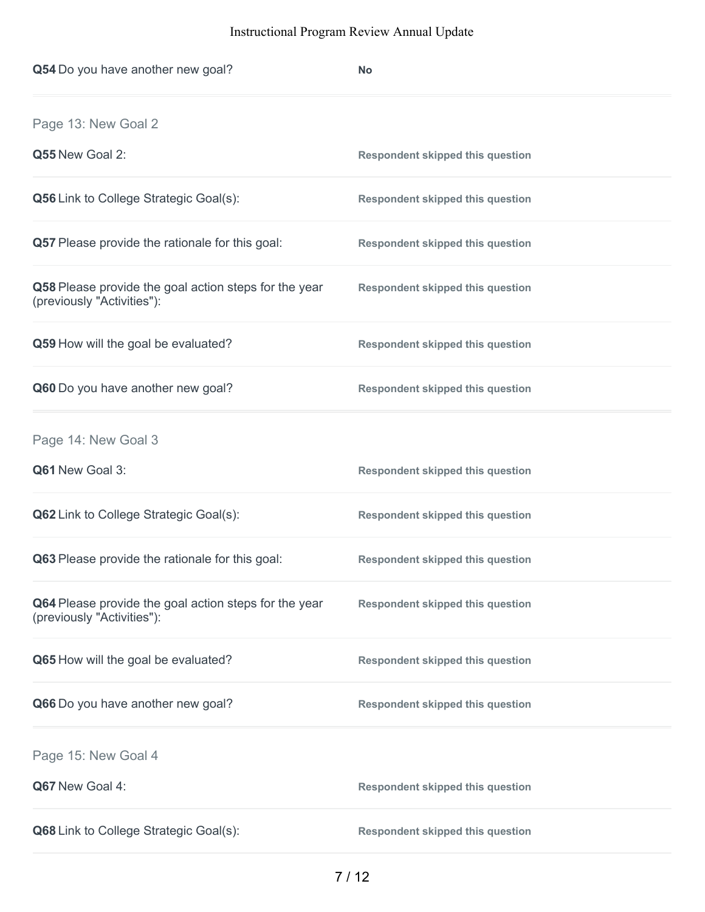**Q54** Do you have another new goal? — **No**

## Page 13: New Goal 2

**Q55** New Google 2:

Respondent skipped this question

**Q56** Link to College Strategic Goal(s):

Respondent skipped this question

**Q57** Please provide the rationale for this goal:

Respondent skipped this question

**Q58** Please provide the goal action steps for the year (previously "Activities"):

Respondent skipped this question

**Q59** How will the goal be evaluated?

Respondent skipped this question

**Q60** Do you have another new goal?

Respondent skipped this question

## Page 14: New Goal 3

**Q61** New Goal 3:

Respondent skipped this question

**Q62** Link to College Strategic Goal(s):

Respondent skipped this question

**Q63** Please provide the rationale for this goal:

Respondent skipped this question

**Q64** Please provide the goal action steps for the year (previously "Activities"):

Respondent skipped this question

**Q65** How will the goal be evaluated?

Respondent skipped this question

**Q66** Do you have another new goal?

Respondent skipped this question

## Page 15: New Goal 4

**Q67** New Goal 4:

Respondent skipped this question

**Q68** Link to College Strategic Goal(s):

Respondent skipped this question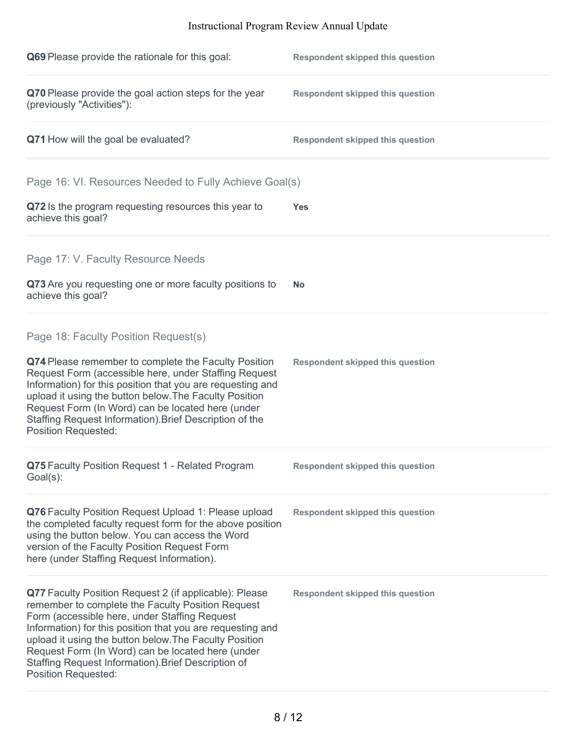**Q69** Please provide the rationale for this goal:

Respondent skipped this question

**Q70** Please provide the goal action steps for the year (previously "Activities"):

Respondent skipped this question

**Q71** How will the goal be evaluated?

Respondent skipped this question

## Page 16: VI. Resources Needed to Fully Achieve Goal(s)

**Q72** Is the program requesting resources this year to achieve this goal?

**Yes**

## Page 17: V. Faculty Resource Needs

**Q73** Are you requesting one or more faculty positions to achieve this goal?

**No**

## Page 18: Faculty Position Request(s)

**Q74** Please remember to complete the Faculty Position Request Form (accessible here, under Staffing Request Information) for this position that you are requesting and upload it using the button below.The Faculty Position Request Form (In Word) can be located here (under Staffing Request Information).Brief Description of the Position Requested:

Respondent skipped this question

**Q75** Faculty Position Request 1 - Related Program Goal(s):

Respondent skipped this question

**Q76** Faculty Position Request Upload 1: Please upload the completed faculty request form for the above position using the button below. You can access the Word version of the Faculty Position Request Form here (under Staffing Request Information).

Respondent skipped this question

**Q77** Faculty Position Request 2 (if applicable): Please remember to complete the Faculty Position Request Form (accessible here, under Staffing Request Information) for this position that you are requesting and upload it using the button below.The Faculty Position Request Form (In Word) can be located here (under Staffing Request Information).Brief Description of Position Requested:

Respondent skipped this question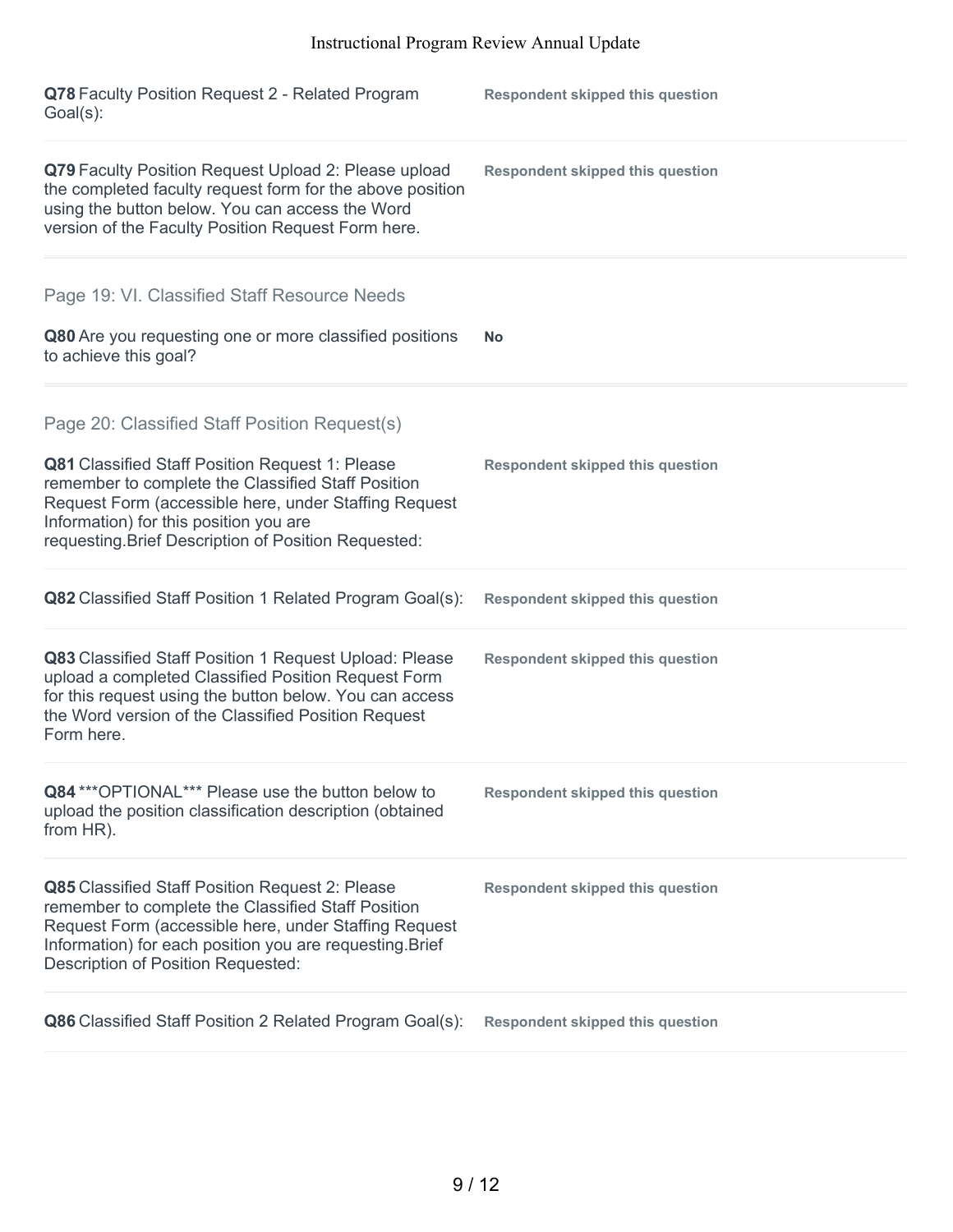**Q78** Faculty Position Request 2 - Related Program Goal(s):

**Respondent skipped this question**

**Q79** Faculty Position Request Upload 2: Please upload the completed faculty request form for the above position using the button below. You can access the Word version of the Faculty Position Request Form here.

**Respondent skipped this question**

## Page 19: VI. Classified Staff Resource Needs

**Q80** Are you requesting one or more classified positions to achieve this goal?

**No**

## Page 20: Classified Staff Position Request(s)

**Q81** Classified Staff Position Request 1: Please remember to complete the Classified Staff Position Request Form (accessible here, under Staffing Request Information) for this position you are requesting.Brief Description of Position Requested:

**Respondent skipped this question**

**Q82** Classified Staff Position 1 Related Program Goal(s):

**Respondent skipped this question**

**Q83** Classified Staff Position 1 Request Upload: Please upload a completed Classified Position Request Form for this request using the button below. You can access the Word version of the Classified Position Request Form here.

**Respondent skipped this question**

**Q84** ***OPTIONAL*** Please use the button below to upload the position classification description (obtained from HR).

**Respondent skipped this question**

**Q85** Classified Staff Position Request 2: Please remember to complete the Classified Staff Position Request Form (accessible here, under Staffing Request Information) for each position you are requesting.Brief Description of Position Requested:

**Respondent skipped this question**

**Q86** Classified Staff Position 2 Related Program Goal(s):

**Respondent skipped this question**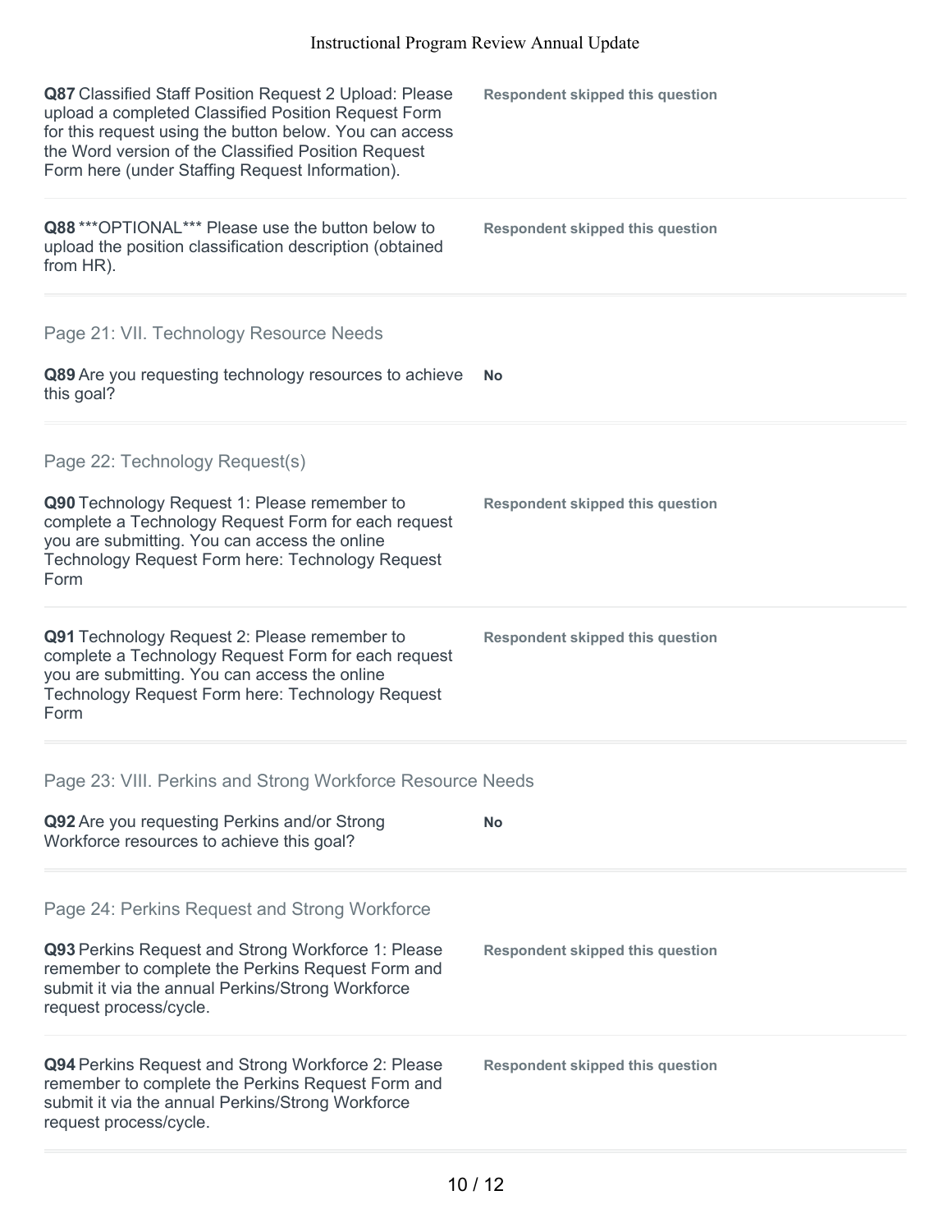**Q87** Classified Staff Position Request 2 Upload: Please upload a completed Classified Position Request Form for this request using the button below. You can access the Word version of the Classified Position Request Form here (under Staffing Request Information).

**Respondent skipped this question**

**Q88** ***OPTIONAL*** Please use the button below to upload the position classification description (obtained from HR).

**Respondent skipped this question**

## Page 21: VII. Technology Resource Needs

**Q89** Are you requesting technology resources to achieve this goal?

**No**

## Page 22: Technology Request(s)

**Q90** Technology Request 1: Please remember to complete a Technology Request Form for each request you are submitting. You can access the online Technology Request Form here: Technology Request Form

**Respondent skipped this question**

**Q91** Technology Request 2: Please remember to complete a Technology Request Form for each request you are submitting. You can access the online Technology Request Form here: Technology Request Form

**Respondent skipped this question**

## Page 23: VIII. Perkins and Strong Workforce Resource Needs

**Q92** Are you requesting Perkins and/or Strong Workforce resources to achieve this goal?

**No**

## Page 24: Perkins Request and Strong Workforce

**Q93** Perkins Request and Strong Workforce 1: Please remember to complete the Perkins Request Form and submit it via the annual Perkins/Strong Workforce request process/cycle.

**Respondent skipped this question**

**Q94** Perkins Request and Strong Workforce 2: Please remember to complete the Perkins Request Form and submit it via the annual Perkins/Strong Workforce request process/cycle.

**Respondent skipped this question**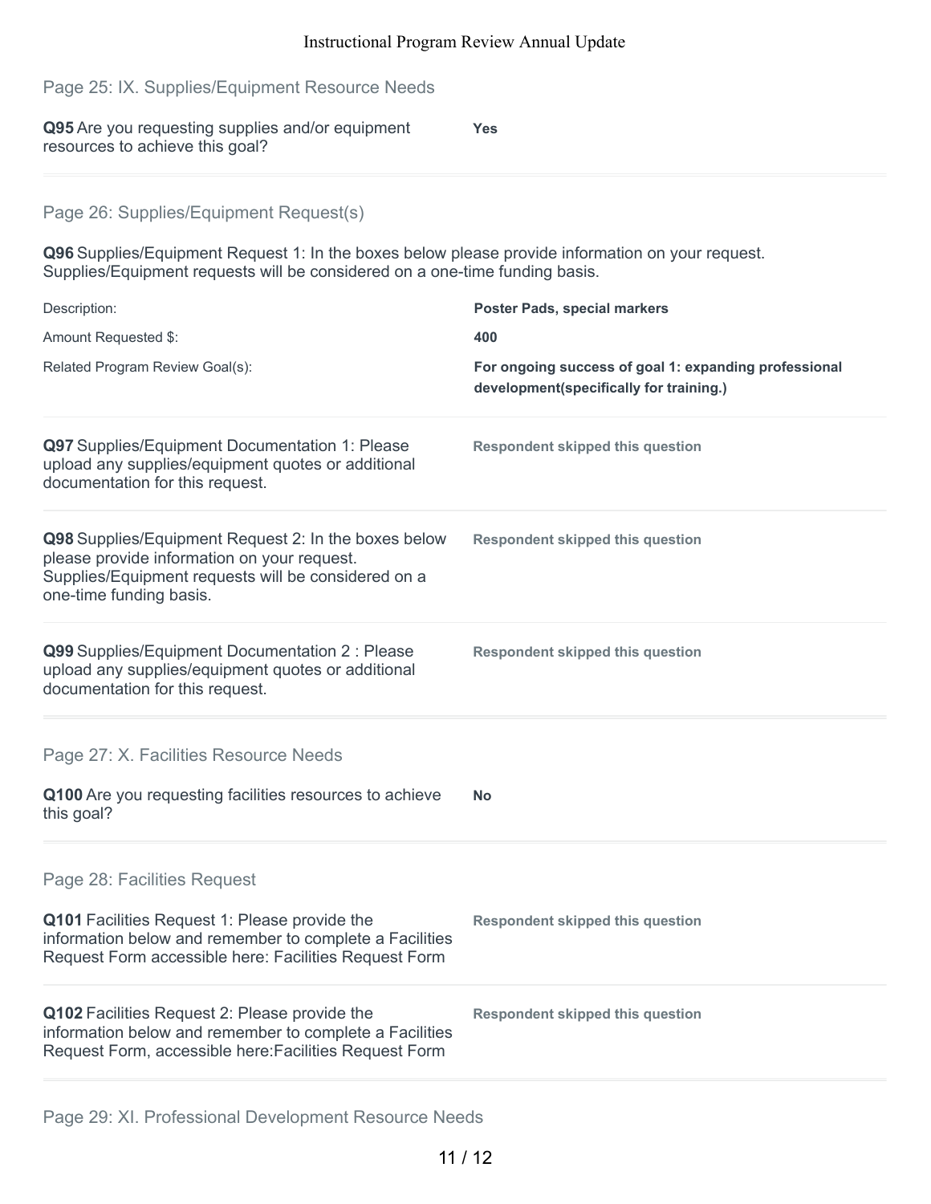## Page 25: IX. Supplies/Equipment Resource Needs

**Q95** Are you requesting supplies and/or equipment resources to achieve this goal?

**Yes**

## Page 26: Supplies/Equipment Request(s)

**Q96** Supplies/Equipment Request 1: In the boxes below please provide information on your request. Supplies/Equipment requests will be considered on a one-time funding basis.

| | |
|---|---|
| Description: | **Poster Pads, special markers** |
| Amount Requested $: | **400** |
| Related Program Review Goal(s): | **For ongoing success of goal 1: expanding professional development(specifically for training.)** |

**Q97** Supplies/Equipment Documentation 1: Please upload any supplies/equipment quotes or additional documentation for this request.

**Respondent skipped this question**

**Q98** Supplies/Equipment Request 2: In the boxes below please provide information on your request. Supplies/Equipment requests will be considered on a one-time funding basis.

**Respondent skipped this question**

**Q99** Supplies/Equipment Documentation 2 : Please upload any supplies/equipment quotes or additional documentation for this request.

**Respondent skipped this question**

## Page 27: X. Facilities Resource Needs

**Q100** Are you requesting facilities resources to achieve this goal?

**No**

## Page 28: Facilities Request

**Q101** Facilities Request 1: Please provide the information below and remember to complete a Facilities Request Form accessible here: Facilities Request Form

**Respondent skipped this question**

**Q102** Facilities Request 2: Please provide the information below and remember to complete a Facilities Request Form, accessible here:Facilities Request Form

**Respondent skipped this question**

## Page 29: XI. Professional Development Resource Needs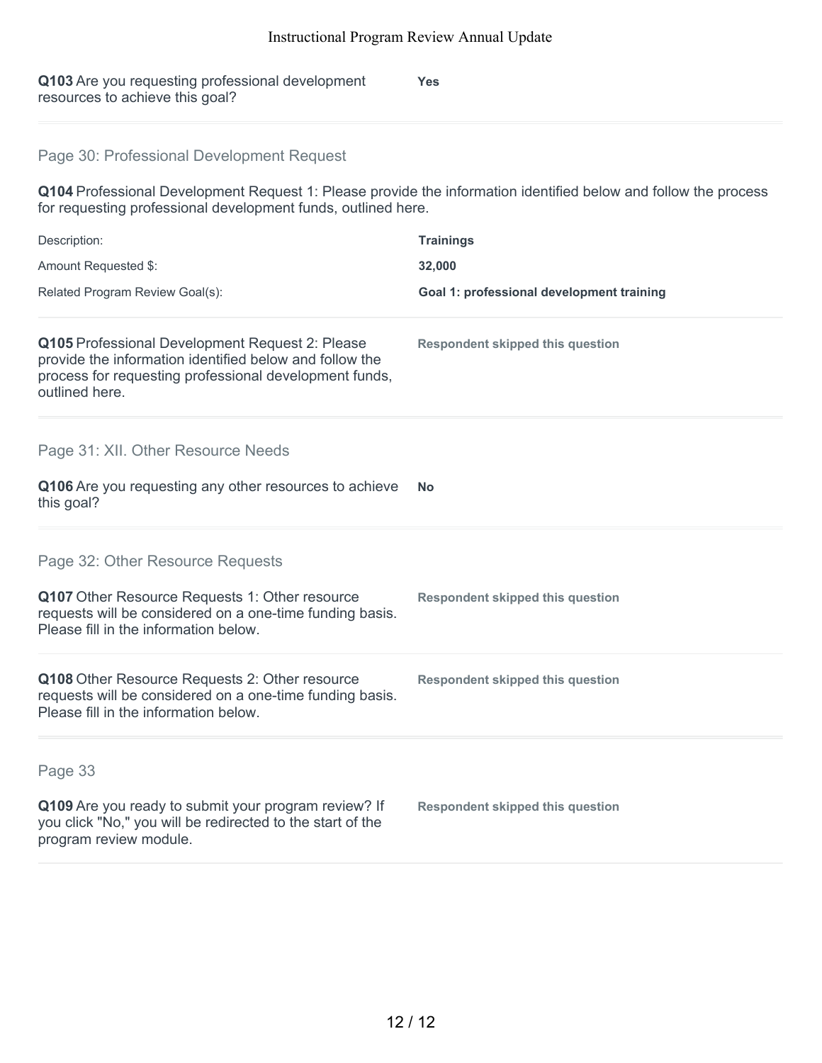**Q103** Are you requesting professional development resources to achieve this goal?

**Yes**

## Page 30: Professional Development Request

**Q104** Professional Development Request 1: Please provide the information identified below and follow the process for requesting professional development funds, outlined here.

| | |
|---|---|
| Description: | **Trainings** |
| Amount Requested $: | **32,000** |
| Related Program Review Goal(s): | **Goal 1: professional development training** |

**Q105** Professional Development Request 2: Please provide the information identified below and follow the process for requesting professional development funds, outlined here.

**Respondent skipped this question**

## Page 31: XII. Other Resource Needs

**Q106** Are you requesting any other resources to achieve this goal?

**No**

## Page 32: Other Resource Requests

**Q107** Other Resource Requests 1: Other resource requests will be considered on a one-time funding basis. Please fill in the information below.

**Respondent skipped this question**

**Q108** Other Resource Requests 2: Other resource requests will be considered on a one-time funding basis. Please fill in the information below.

**Respondent skipped this question**

## Page 33

**Q109** Are you ready to submit your program review? If you click "No," you will be redirected to the start of the program review module.

**Respondent skipped this question**